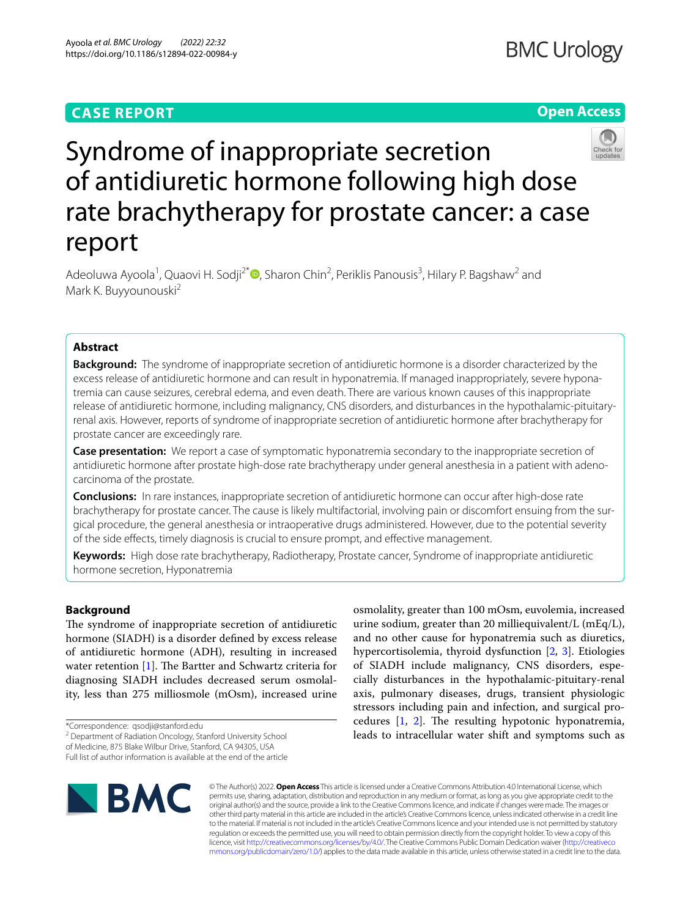**CASE REPORT** **Open Access**

# Syndrome of inappropriate secretion of antidiuretic hormone following high dose rate brachytherapy for prostate cancer: a case report

Adeoluwa Ayoola[1], Quaovi H. Sodji[2*], Sharon Chin[2], Periklis Panousis[3], Hilary P. Bagshaw[2] and Mark K. Buyyounouski[2]

## Abstract

**Background:** The syndrome of inappropriate secretion of antidiuretic hormone is a disorder characterized by the excess release of antidiuretic hormone and can result in hyponatremia. If managed inappropriately, severe hyponatremia can cause seizures, cerebral edema, and even death. There are various known causes of this inappropriate release of antidiuretic hormone, including malignancy, CNS disorders, and disturbances in the hypothalamic-pituitary-renal axis. However, reports of syndrome of inappropriate secretion of antidiuretic hormone after brachytherapy for prostate cancer are exceedingly rare.

**Case presentation:** We report a case of symptomatic hyponatremia secondary to the inappropriate secretion of antidiuretic hormone after prostate high-dose rate brachytherapy under general anesthesia in a patient with adenocarcinoma of the prostate.

**Conclusions:** In rare instances, inappropriate secretion of antidiuretic hormone can occur after high-dose rate brachytherapy for prostate cancer. The cause is likely multifactorial, involving pain or discomfort ensuing from the surgical procedure, the general anesthesia or intraoperative drugs administered. However, due to the potential severity of the side effects, timely diagnosis is crucial to ensure prompt, and effective management.

**Keywords:** High dose rate brachytherapy, Radiotherapy, Prostate cancer, Syndrome of inappropriate antidiuretic hormone secretion, Hyponatremia

## Background

The syndrome of inappropriate secretion of antidiuretic hormone (SIADH) is a disorder defined by excess release of antidiuretic hormone (ADH), resulting in increased water retention [1]. The Bartter and Schwartz criteria for diagnosing SIADH includes decreased serum osmolality, less than 275 milliosmole (mOsm), increased urine osmolality, greater than 100 mOsm, euvolemia, increased urine sodium, greater than 20 milliequivalent/L (mEq/L), and no other cause for hyponatremia such as diuretics, hypercortisolemia, thyroid dysfunction [2, 3]. Etiologies of SIADH include malignancy, CNS disorders, especially disturbances in the hypothalamic-pituitary-renal axis, pulmonary diseases, drugs, transient physiologic stressors including pain and infection, and surgical procedures [1, 2]. The resulting hypotonic hyponatremia, leads to intracellular water shift and symptoms such as

*Correspondence: qsodji@stanford.edu
[2] Department of Radiation Oncology, Stanford University School of Medicine, 875 Blake Wilbur Drive, Stanford, CA 94305, USA
Full list of author information is available at the end of the article

© The Author(s) 2022. **Open Access** This article is licensed under a Creative Commons Attribution 4.0 International License, which permits use, sharing, adaptation, distribution and reproduction in any medium or format, as long as you give appropriate credit to the original author(s) and the source, provide a link to the Creative Commons licence, and indicate if changes were made. The images or other third party material in this article are included in the article's Creative Commons licence, unless indicated otherwise in a credit line to the material. If material is not included in the article's Creative Commons licence and your intended use is not permitted by statutory regulation or exceeds the permitted use, you will need to obtain permission directly from the copyright holder. To view a copy of this licence, visit http://creativecommons.org/licenses/by/4.0/. The Creative Commons Public Domain Dedication waiver (http://creativecommons.org/publicdomain/zero/1.0/) applies to the data made available in this article, unless otherwise stated in a credit line to the data.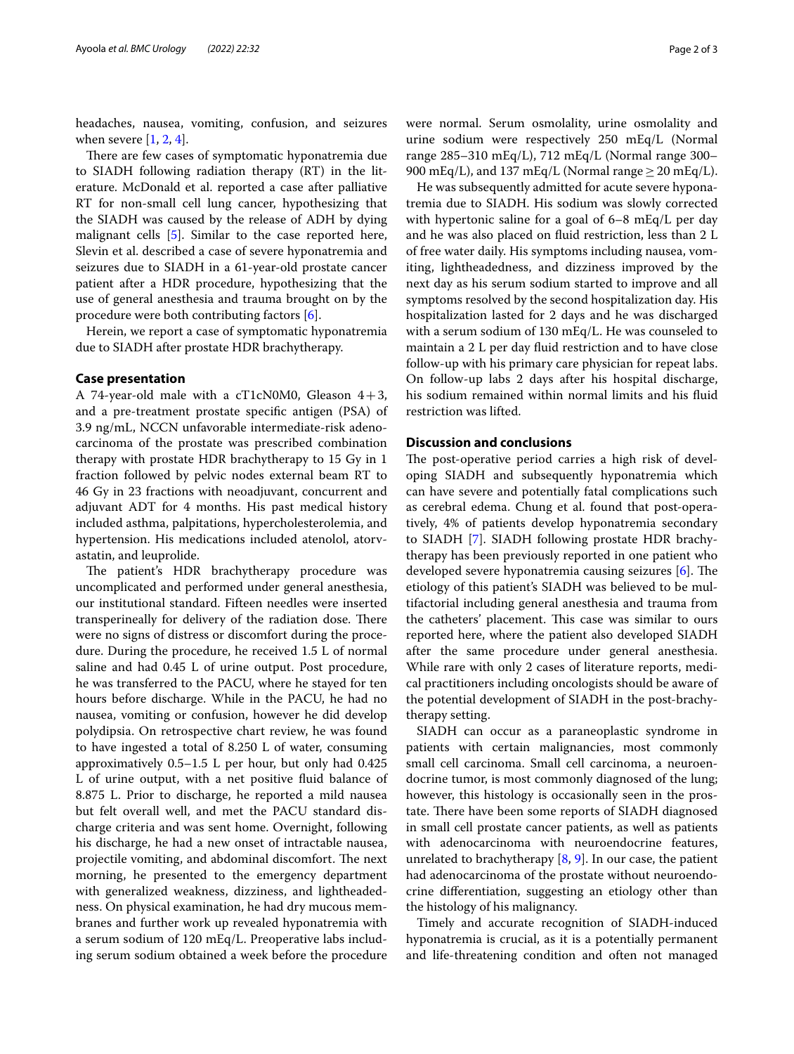headaches, nausea, vomiting, confusion, and seizures when severe [1, 2, 4].

There are few cases of symptomatic hyponatremia due to SIADH following radiation therapy (RT) in the literature. McDonald et al. reported a case after palliative RT for non-small cell lung cancer, hypothesizing that the SIADH was caused by the release of ADH by dying malignant cells [5]. Similar to the case reported here, Slevin et al. described a case of severe hyponatremia and seizures due to SIADH in a 61-year-old prostate cancer patient after a HDR procedure, hypothesizing that the use of general anesthesia and trauma brought on by the procedure were both contributing factors [6].

Herein, we report a case of symptomatic hyponatremia due to SIADH after prostate HDR brachytherapy.

## Case presentation

A 74-year-old male with a cT1cN0M0, Gleason 4+3, and a pre-treatment prostate specific antigen (PSA) of 3.9 ng/mL, NCCN unfavorable intermediate-risk adenocarcinoma of the prostate was prescribed combination therapy with prostate HDR brachytherapy to 15 Gy in 1 fraction followed by pelvic nodes external beam RT to 46 Gy in 23 fractions with neoadjuvant, concurrent and adjuvant ADT for 4 months. His past medical history included asthma, palpitations, hypercholesterolemia, and hypertension. His medications included atenolol, atorvastatin, and leuprolide.

The patient's HDR brachytherapy procedure was uncomplicated and performed under general anesthesia, our institutional standard. Fifteen needles were inserted transperineally for delivery of the radiation dose. There were no signs of distress or discomfort during the procedure. During the procedure, he received 1.5 L of normal saline and had 0.45 L of urine output. Post procedure, he was transferred to the PACU, where he stayed for ten hours before discharge. While in the PACU, he had no nausea, vomiting or confusion, however he did develop polydipsia. On retrospective chart review, he was found to have ingested a total of 8.250 L of water, consuming approximatively 0.5–1.5 L per hour, but only had 0.425 L of urine output, with a net positive fluid balance of 8.875 L. Prior to discharge, he reported a mild nausea but felt overall well, and met the PACU standard discharge criteria and was sent home. Overnight, following his discharge, he had a new onset of intractable nausea, projectile vomiting, and abdominal discomfort. The next morning, he presented to the emergency department with generalized weakness, dizziness, and lightheadedness. On physical examination, he had dry mucous membranes and further work up revealed hyponatremia with a serum sodium of 120 mEq/L. Preoperative labs including serum sodium obtained a week before the procedure were normal. Serum osmolality, urine osmolality and urine sodium were respectively 250 mEq/L (Normal range 285–310 mEq/L), 712 mEq/L (Normal range 300–900 mEq/L), and 137 mEq/L (Normal range ≥ 20 mEq/L).

He was subsequently admitted for acute severe hyponatremia due to SIADH. His sodium was slowly corrected with hypertonic saline for a goal of 6–8 mEq/L per day and he was also placed on fluid restriction, less than 2 L of free water daily. His symptoms including nausea, vomiting, lightheadedness, and dizziness improved by the next day as his serum sodium started to improve and all symptoms resolved by the second hospitalization day. His hospitalization lasted for 2 days and he was discharged with a serum sodium of 130 mEq/L. He was counseled to maintain a 2 L per day fluid restriction and to have close follow-up with his primary care physician for repeat labs. On follow-up labs 2 days after his hospital discharge, his sodium remained within normal limits and his fluid restriction was lifted.

## Discussion and conclusions

The post-operative period carries a high risk of developing SIADH and subsequently hyponatremia which can have severe and potentially fatal complications such as cerebral edema. Chung et al. found that post-operatively, 4% of patients develop hyponatremia secondary to SIADH [7]. SIADH following prostate HDR brachytherapy has been previously reported in one patient who developed severe hyponatremia causing seizures [6]. The etiology of this patient's SIADH was believed to be multifactorial including general anesthesia and trauma from the catheters' placement. This case was similar to ours reported here, where the patient also developed SIADH after the same procedure under general anesthesia. While rare with only 2 cases of literature reports, medical practitioners including oncologists should be aware of the potential development of SIADH in the post-brachytherapy setting.

SIADH can occur as a paraneoplastic syndrome in patients with certain malignancies, most commonly small cell carcinoma. Small cell carcinoma, a neuroendocrine tumor, is most commonly diagnosed of the lung; however, this histology is occasionally seen in the prostate. There have been some reports of SIADH diagnosed in small cell prostate cancer patients, as well as patients with adenocarcinoma with neuroendocrine features, unrelated to brachytherapy [8, 9]. In our case, the patient had adenocarcinoma of the prostate without neuroendocrine differentiation, suggesting an etiology other than the histology of his malignancy.

Timely and accurate recognition of SIADH-induced hyponatremia is crucial, as it is a potentially permanent and life-threatening condition and often not managed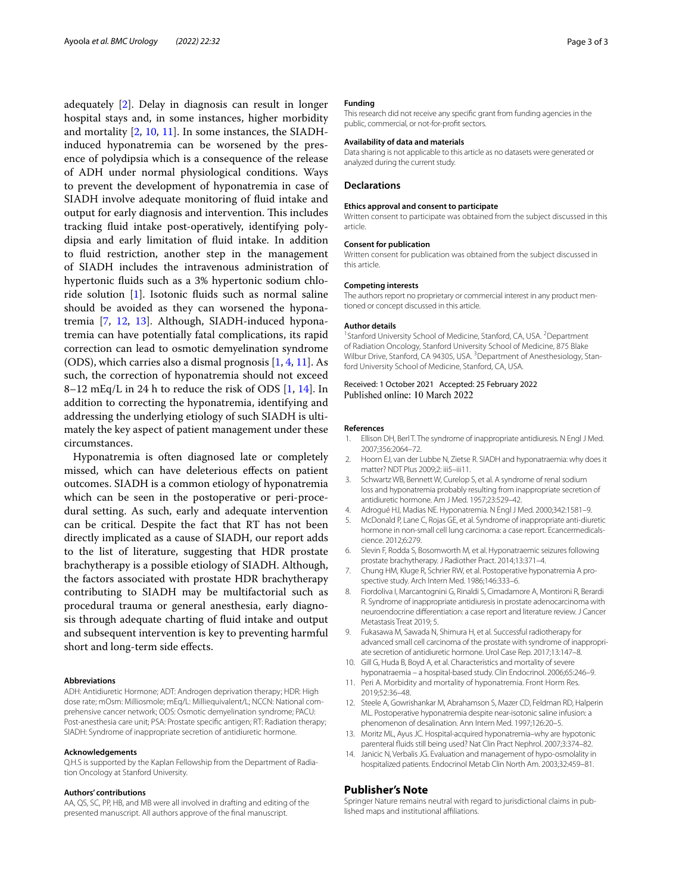adequately [2]. Delay in diagnosis can result in longer hospital stays and, in some instances, higher morbidity and mortality [2, 10, 11]. In some instances, the SIADH-induced hyponatremia can be worsened by the presence of polydipsia which is a consequence of the release of ADH under normal physiological conditions. Ways to prevent the development of hyponatremia in case of SIADH involve adequate monitoring of fluid intake and output for early diagnosis and intervention. This includes tracking fluid intake post-operatively, identifying polydipsia and early limitation of fluid intake. In addition to fluid restriction, another step in the management of SIADH includes the intravenous administration of hypertonic fluids such as a 3% hypertonic sodium chloride solution [1]. Isotonic fluids such as normal saline should be avoided as they can worsened the hyponatremia [7, 12, 13]. Although, SIADH-induced hyponatremia can have potentially fatal complications, its rapid correction can lead to osmotic demyelination syndrome (ODS), which carries also a dismal prognosis [1, 4, 11]. As such, the correction of hyponatremia should not exceed 8–12 mEq/L in 24 h to reduce the risk of ODS [1, 14]. In addition to correcting the hyponatremia, identifying and addressing the underlying etiology of such SIADH is ultimately the key aspect of patient management under these circumstances.

Hyponatremia is often diagnosed late or completely missed, which can have deleterious effects on patient outcomes. SIADH is a common etiology of hyponatremia which can be seen in the postoperative or peri-procedural setting. As such, early and adequate intervention can be critical. Despite the fact that RT has not been directly implicated as a cause of SIADH, our report adds to the list of literature, suggesting that HDR prostate brachytherapy is a possible etiology of SIADH. Although, the factors associated with prostate HDR brachytherapy contributing to SIADH may be multifactorial such as procedural trauma or general anesthesia, early diagnosis through adequate charting of fluid intake and output and subsequent intervention is key to preventing harmful short and long-term side effects.

#### Abbreviations
ADH: Antidiuretic Hormone; ADT: Androgen deprivation therapy; HDR: High dose rate; mOsm: Milliosmole; mEq/L: Milliequivalent/L; NCCN: National comprehensive cancer network; ODS: Osmotic demyelination syndrome; PACU: Post-anesthesia care unit; PSA: Prostate specific antigen; RT: Radiation therapy; SIADH: Syndrome of inappropriate secretion of antidiuretic hormone.

#### Acknowledgements
Q.H.S is supported by the Kaplan Fellowship from the Department of Radiation Oncology at Stanford University.

#### Authors' contributions
AA, QS, SC, PP, HB, and MB were all involved in drafting and editing of the presented manuscript. All authors approve of the final manuscript.

#### Funding
This research did not receive any specific grant from funding agencies in the public, commercial, or not-for-profit sectors.

#### Availability of data and materials
Data sharing is not applicable to this article as no datasets were generated or analyzed during the current study.

### Declarations

#### Ethics approval and consent to participate
Written consent to participate was obtained from the subject discussed in this article.

#### Consent for publication
Written consent for publication was obtained from the subject discussed in this article.

#### Competing interests
The authors report no proprietary or commercial interest in any product mentioned or concept discussed in this article.

#### Author details
[1]Stanford University School of Medicine, Stanford, CA, USA. [2]Department of Radiation Oncology, Stanford University School of Medicine, 875 Blake Wilbur Drive, Stanford, CA 94305, USA. [3]Department of Anesthesiology, Stanford University School of Medicine, Stanford, CA, USA.

Received: 1 October 2021 Accepted: 25 February 2022
Published online: 10 March 2022

#### References
1. Ellison DH, Berl T. The syndrome of inappropriate antidiuresis. N Engl J Med. 2007;356:2064–72.
2. Hoorn EJ, van der Lubbe N, Zietse R. SIADH and hyponatraemia: why does it matter? NDT Plus 2009;2: iii5–iii11.
3. Schwartz WB, Bennett W, Curelop S, et al. A syndrome of renal sodium loss and hyponatremia probably resulting from inappropriate secretion of antidiuretic hormone. Am J Med. 1957;23:529–42.
4. Adrogué HJ, Madias NE. Hyponatremia. N Engl J Med. 2000;342:1581–9.
5. McDonald P, Lane C, Rojas GE, et al. Syndrome of inappropriate anti-diuretic hormone in non-small cell lung carcinoma: a case report. Ecancermedicalscience. 2012;6:279.
6. Slevin F, Rodda S, Bosomworth M, et al. Hyponatraemic seizures following prostate brachytherapy. J Radiother Pract. 2014;13:371–4.
7. Chung HM, Kluge R, Schrier RW, et al. Postoperative hyponatremia A prospective study. Arch Intern Med. 1986;146:333–6.
8. Fiordoliva I, Marcantognini G, Rinaldi S, Cimadamore A, Montironi R, Berardi R. Syndrome of inappropriate antidiuresis in prostate adenocarcinoma with neuroendocrine differentiation: a case report and literature review. J Cancer Metastasis Treat 2019; 5.
9. Fukasawa M, Sawada N, Shimura H, et al. Successful radiotherapy for advanced small cell carcinoma of the prostate with syndrome of inappropriate secretion of antidiuretic hormone. Urol Case Rep. 2017;13:147–8.
10. Gill G, Huda B, Boyd A, et al. Characteristics and mortality of severe hyponatraemia – a hospital-based study. Clin Endocrinol. 2006;65:246–9.
11. Peri A. Morbidity and mortality of hyponatremia. Front Horm Res. 2019;52:36–48.
12. Steele A, Gowrishankar M, Abrahamson S, Mazer CD, Feldman RD, Halperin ML. Postoperative hyponatremia despite near-isotonic saline infusion: a phenomenon of desalination. Ann Intern Med. 1997;126:20–5.
13. Moritz ML, Ayus JC. Hospital-acquired hyponatremia–why are hypotonic parenteral fluids still being used? Nat Clin Pract Nephrol. 2007;3:374–82.
14. Janicic N, Verbalis JG. Evaluation and management of hypo-osmolality in hospitalized patients. Endocrinol Metab Clin North Am. 2003;32:459–81.

## Publisher's Note
Springer Nature remains neutral with regard to jurisdictional claims in published maps and institutional affiliations.